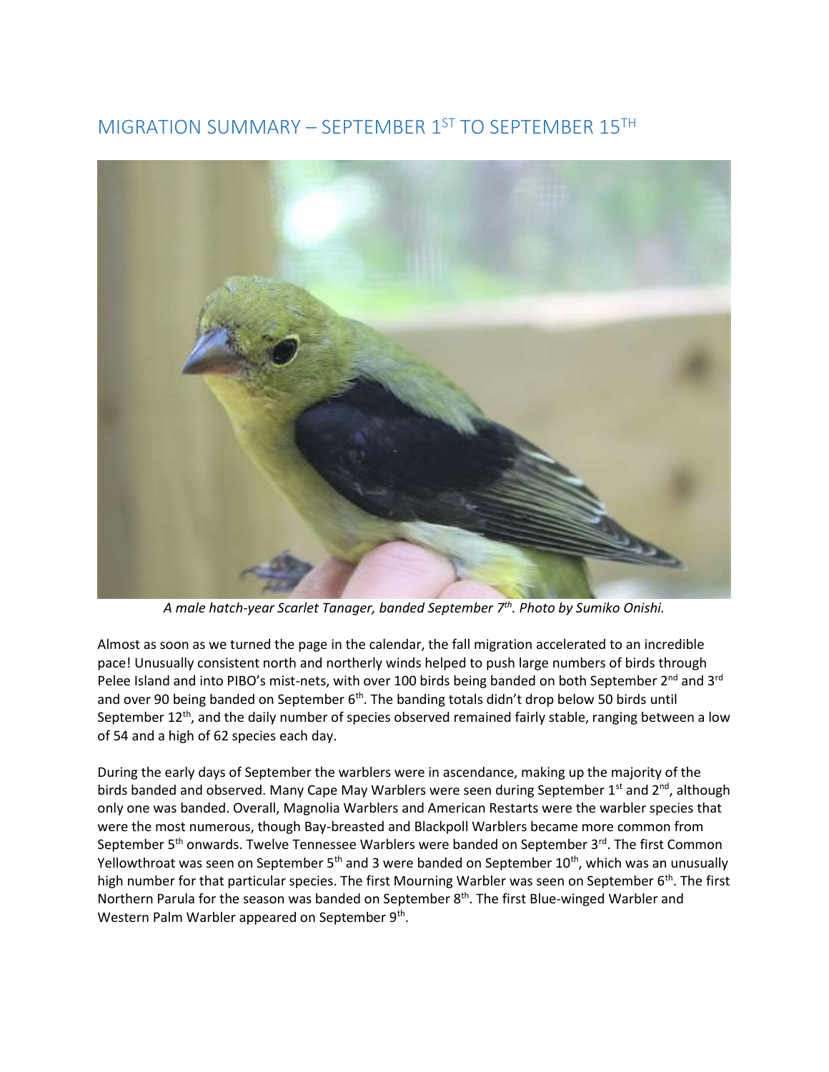# MIGRATION SUMMARY – SEPTEMBER 1ST TO SEPTEMBER 15TH

*A male hatch-year Scarlet Tanager, banded September 7th. Photo by Sumiko Onishi.*

Almost as soon as we turned the page in the calendar, the fall migration accelerated to an incredible pace! Unusually consistent north and northerly winds helped to push large numbers of birds through Pelee Island and into PIBO's mist-nets, with over 100 birds being banded on both September 2nd and 3rd and over 90 being banded on September 6th. The banding totals didn't drop below 50 birds until September 12th, and the daily number of species observed remained fairly stable, ranging between a low of 54 and a high of 62 species each day.

During the early days of September the warblers were in ascendance, making up the majority of the birds banded and observed. Many Cape May Warblers were seen during September 1st and 2nd, although only one was banded. Overall, Magnolia Warblers and American Restarts were the warbler species that were the most numerous, though Bay-breasted and Blackpoll Warblers became more common from September 5th onwards. Twelve Tennessee Warblers were banded on September 3rd. The first Common Yellowthroat was seen on September 5th and 3 were banded on September 10th, which was an unusually high number for that particular species. The first Mourning Warbler was seen on September 6th. The first Northern Parula for the season was banded on September 8th. The first Blue-winged Warbler and Western Palm Warbler appeared on September 9th.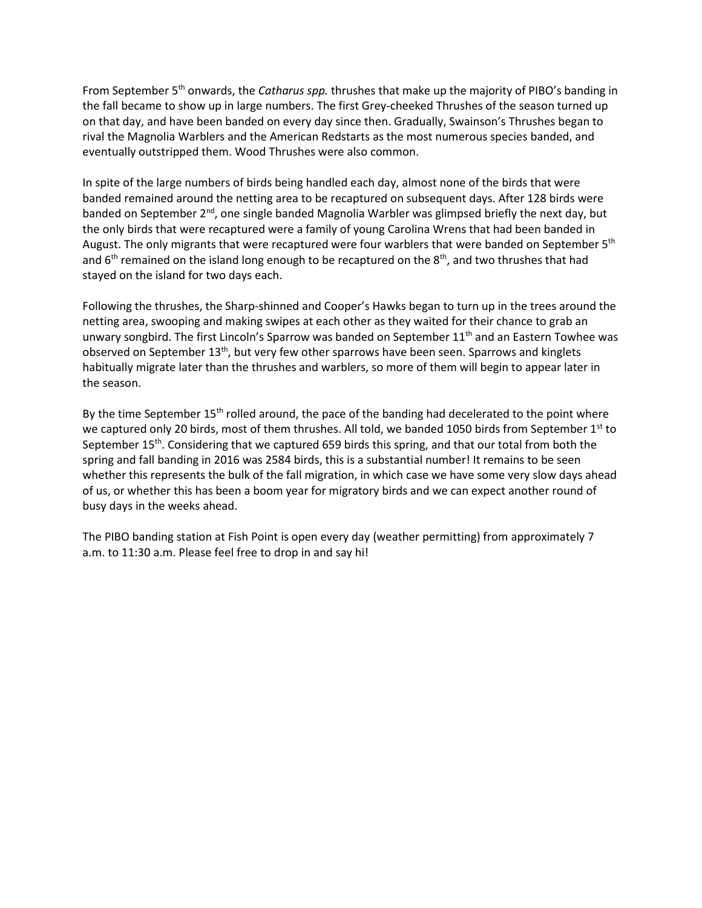From September 5th onwards, the *Catharus spp.* thrushes that make up the majority of PIBO's banding in the fall became to show up in large numbers. The first Grey-cheeked Thrushes of the season turned up on that day, and have been banded on every day since then. Gradually, Swainson's Thrushes began to rival the Magnolia Warblers and the American Redstarts as the most numerous species banded, and eventually outstripped them. Wood Thrushes were also common.

In spite of the large numbers of birds being handled each day, almost none of the birds that were banded remained around the netting area to be recaptured on subsequent days. After 128 birds were banded on September 2nd, one single banded Magnolia Warbler was glimpsed briefly the next day, but the only birds that were recaptured were a family of young Carolina Wrens that had been banded in August. The only migrants that were recaptured were four warblers that were banded on September 5th and 6th remained on the island long enough to be recaptured on the 8th, and two thrushes that had stayed on the island for two days each.

Following the thrushes, the Sharp-shinned and Cooper's Hawks began to turn up in the trees around the netting area, swooping and making swipes at each other as they waited for their chance to grab an unwary songbird. The first Lincoln's Sparrow was banded on September 11th and an Eastern Towhee was observed on September 13th, but very few other sparrows have been seen. Sparrows and kinglets habitually migrate later than the thrushes and warblers, so more of them will begin to appear later in the season.

By the time September 15th rolled around, the pace of the banding had decelerated to the point where we captured only 20 birds, most of them thrushes. All told, we banded 1050 birds from September 1st to September 15th. Considering that we captured 659 birds this spring, and that our total from both the spring and fall banding in 2016 was 2584 birds, this is a substantial number! It remains to be seen whether this represents the bulk of the fall migration, in which case we have some very slow days ahead of us, or whether this has been a boom year for migratory birds and we can expect another round of busy days in the weeks ahead.

The PIBO banding station at Fish Point is open every day (weather permitting) from approximately 7 a.m. to 11:30 a.m. Please feel free to drop in and say hi!